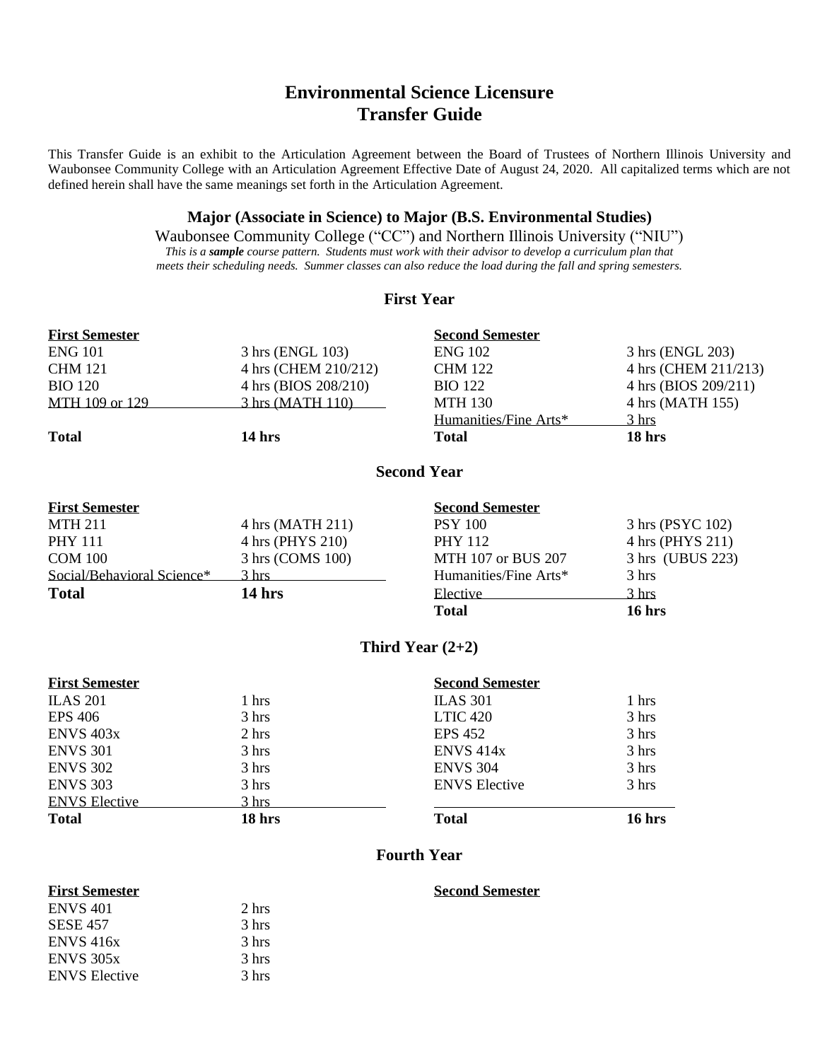# Environmental Science Licensure
# Transfer Guide

This Transfer Guide is an exhibit to the Articulation Agreement between the Board of Trustees of Northern Illinois University and Waubonsee Community College with an Articulation Agreement Effective Date of August 24, 2020. All capitalized terms which are not defined herein shall have the same meanings set forth in the Articulation Agreement.

### Major (Associate in Science) to Major (B.S. Environmental Studies)

Waubonsee Community College ("CC") and Northern Illinois University ("NIU")

*This is a **sample** course pattern. Students must work with their advisor to develop a curriculum plan that meets their scheduling needs. Summer classes can also reduce the load during the fall and spring semesters.*

### First Year

| First Semester | | Second Semester | |
|---|---|---|---|
| ENG 101 | 3 hrs (ENGL 103) | ENG 102 | 3 hrs (ENGL 203) |
| CHM 121 | 4 hrs (CHEM 210/212) | CHM 122 | 4 hrs (CHEM 211/213) |
| BIO 120 | 4 hrs (BIOS 208/210) | BIO 122 | 4 hrs (BIOS 209/211) |
| MTH 109 or 129 | 3 hrs (MATH 110) | MTH 130 | 4 hrs (MATH 155) |
| | | Humanities/Fine Arts* | 3 hrs |
| **Total** | **14 hrs** | **Total** | **18 hrs** |

### Second Year

| First Semester | | Second Semester | |
|---|---|---|---|
| MTH 211 | 4 hrs (MATH 211) | PSY 100 | 3 hrs (PSYC 102) |
| PHY 111 | 4 hrs (PHYS 210) | PHY 112 | 4 hrs (PHYS 211) |
| COM 100 | 3 hrs (COMS 100) | MTH 107 or BUS 207 | 3 hrs (UBUS 223) |
| Social/Behavioral Science* | 3 hrs | Humanities/Fine Arts* | 3 hrs |
| **Total** | **14 hrs** | Elective | 3 hrs |
| | | **Total** | **16 hrs** |

### Third Year (2+2)

| First Semester | | Second Semester | |
|---|---|---|---|
| ILAS 201 | 1 hrs | ILAS 301 | 1 hrs |
| EPS 406 | 3 hrs | LTIC 420 | 3 hrs |
| ENVS 403x | 2 hrs | EPS 452 | 3 hrs |
| ENVS 301 | 3 hrs | ENVS 414x | 3 hrs |
| ENVS 302 | 3 hrs | ENVS 304 | 3 hrs |
| ENVS 303 | 3 hrs | ENVS Elective | 3 hrs |
| ENVS Elective | 3 hrs | | |
| **Total** | **18 hrs** | **Total** | **16 hrs** |

### Fourth Year

| First Semester | | Second Semester | |
|---|---|---|---|
| ENVS 401 | 2 hrs | | |
| SESE 457 | 3 hrs | | |
| ENVS 416x | 3 hrs | | |
| ENVS 305x | 3 hrs | | |
| ENVS Elective | 3 hrs | | |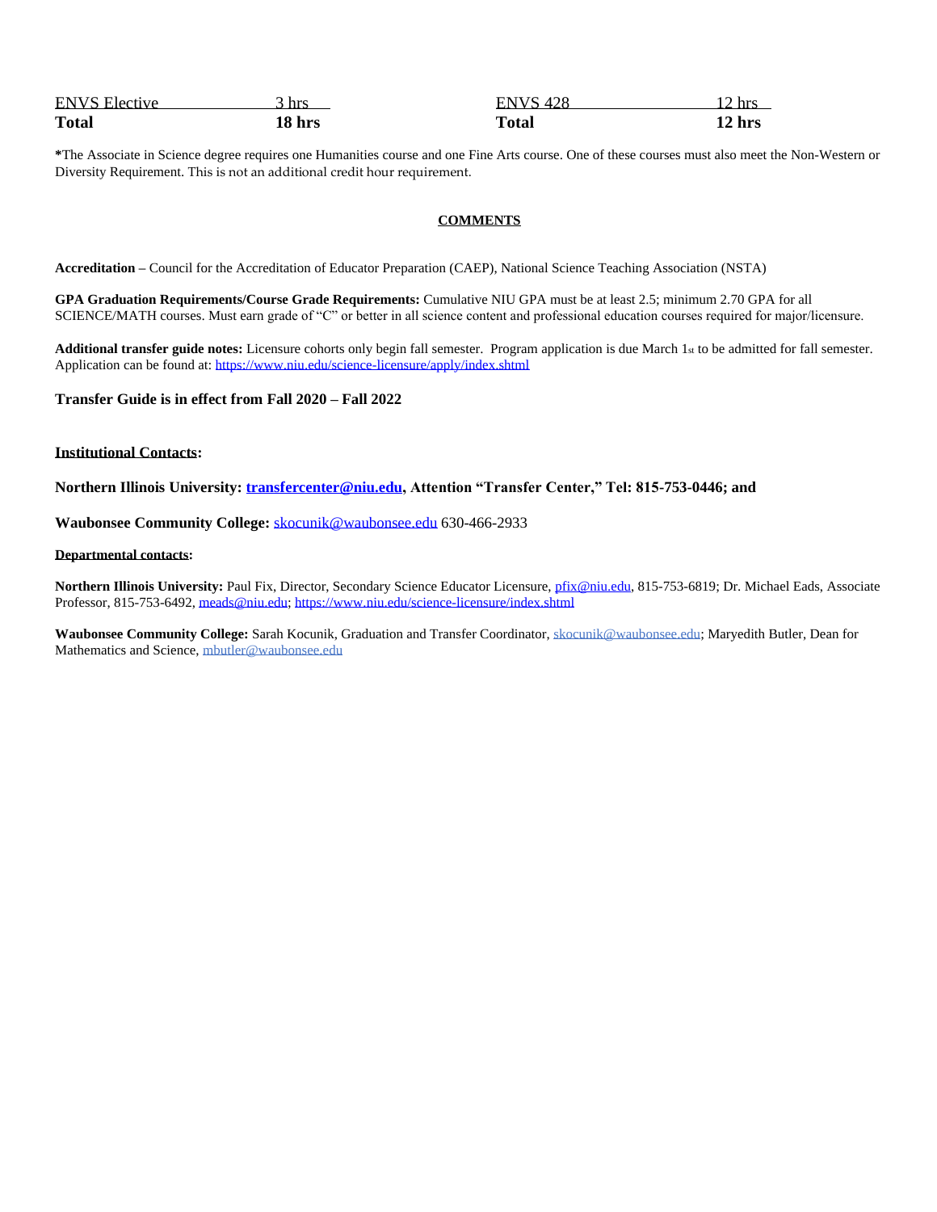| | | | |
|---|---|---|---|
| ENVS Elective | 3 hrs | ENVS 428 | 12 hrs |
| **Total** | **18 hrs** | **Total** | **12 hrs** |

**\***The Associate in Science degree requires one Humanities course and one Fine Arts course. One of these courses must also meet the Non-Western or Diversity Requirement. This is not an additional credit hour requirement.

## COMMENTS

**Accreditation –** Council for the Accreditation of Educator Preparation (CAEP), National Science Teaching Association (NSTA)

**GPA Graduation Requirements/Course Grade Requirements:** Cumulative NIU GPA must be at least 2.5; minimum 2.70 GPA for all SCIENCE/MATH courses. Must earn grade of "C" or better in all science content and professional education courses required for major/licensure.

**Additional transfer guide notes:** Licensure cohorts only begin fall semester. Program application is due March 1st to be admitted for fall semester. Application can be found at: https://www.niu.edu/science-licensure/apply/index.shtml

**Transfer Guide is in effect from Fall 2020 – Fall 2022**

**Institutional Contacts:**

**Northern Illinois University: transfercenter@niu.edu, Attention "Transfer Center," Tel: 815-753-0446; and**

**Waubonsee Community College:** skocunik@waubonsee.edu 630-466-2933

**Departmental contacts:**

**Northern Illinois University:** Paul Fix, Director, Secondary Science Educator Licensure, pfix@niu.edu, 815-753-6819; Dr. Michael Eads, Associate Professor, 815-753-6492, meads@niu.edu; https://www.niu.edu/science-licensure/index.shtml

**Waubonsee Community College:** Sarah Kocunik, Graduation and Transfer Coordinator, skocunik@waubonsee.edu; Maryedith Butler, Dean for Mathematics and Science, mbutler@waubonsee.edu